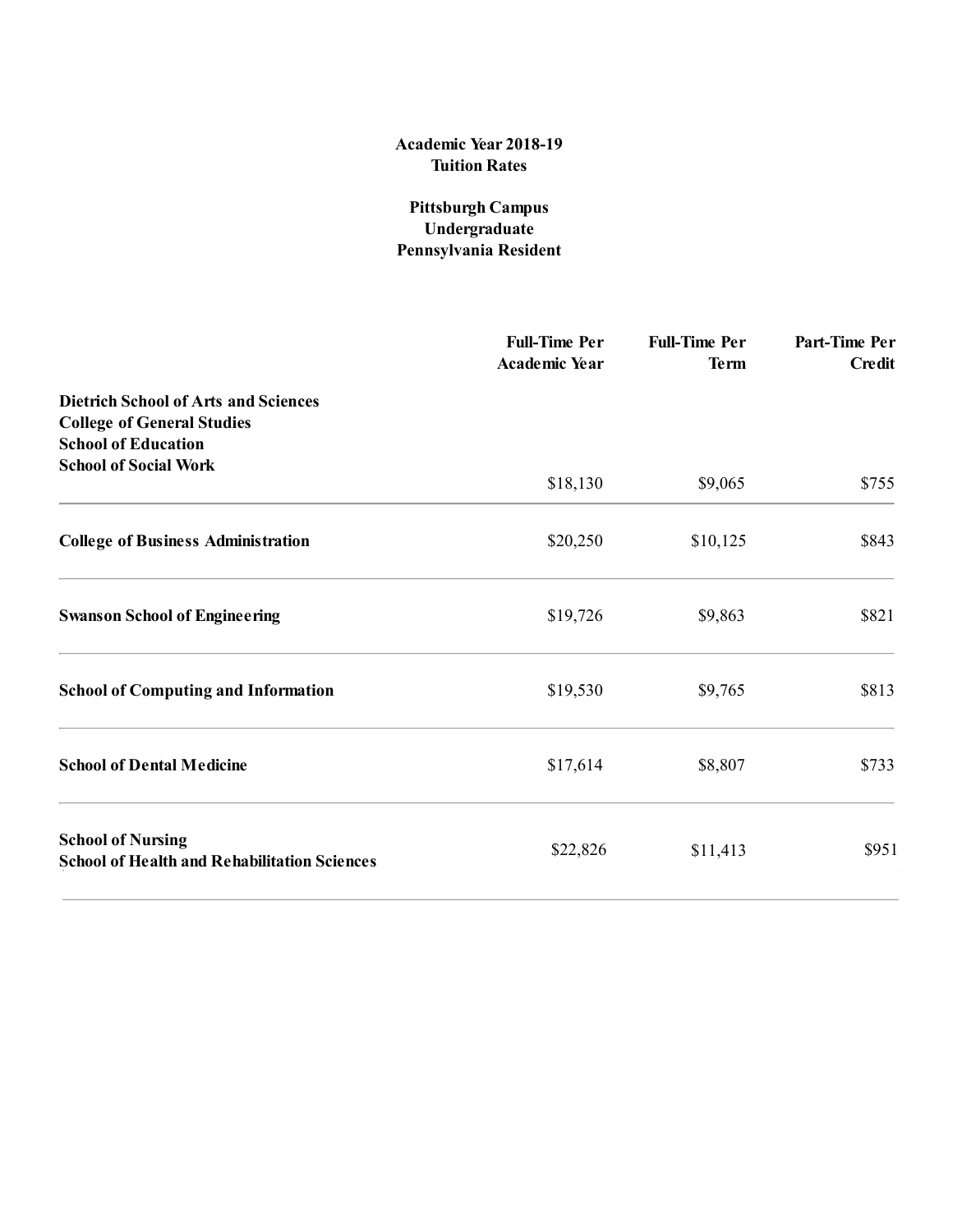# Academic Year 2018-19
## Tuition Rates

### Pittsburgh Campus
### Undergraduate
### Pennsylvania Resident

| | Full-Time Per Academic Year | Full-Time Per Term | Part-Time Per Credit |
|---|---|---|---|
| **Dietrich School of Arts and Sciences**<br>**College of General Studies**<br>**School of Education**<br>**School of Social Work** | $18,130 | $9,065 | $755 |
| **College of Business Administration** | $20,250 | $10,125 | $843 |
| **Swanson School of Engineering** | $19,726 | $9,863 | $821 |
| **School of Computing and Information** | $19,530 | $9,765 | $813 |
| **School of Dental Medicine** | $17,614 | $8,807 | $733 |
| **School of Nursing**<br>**School of Health and Rehabilitation Sciences** | $22,826 | $11,413 | $951 |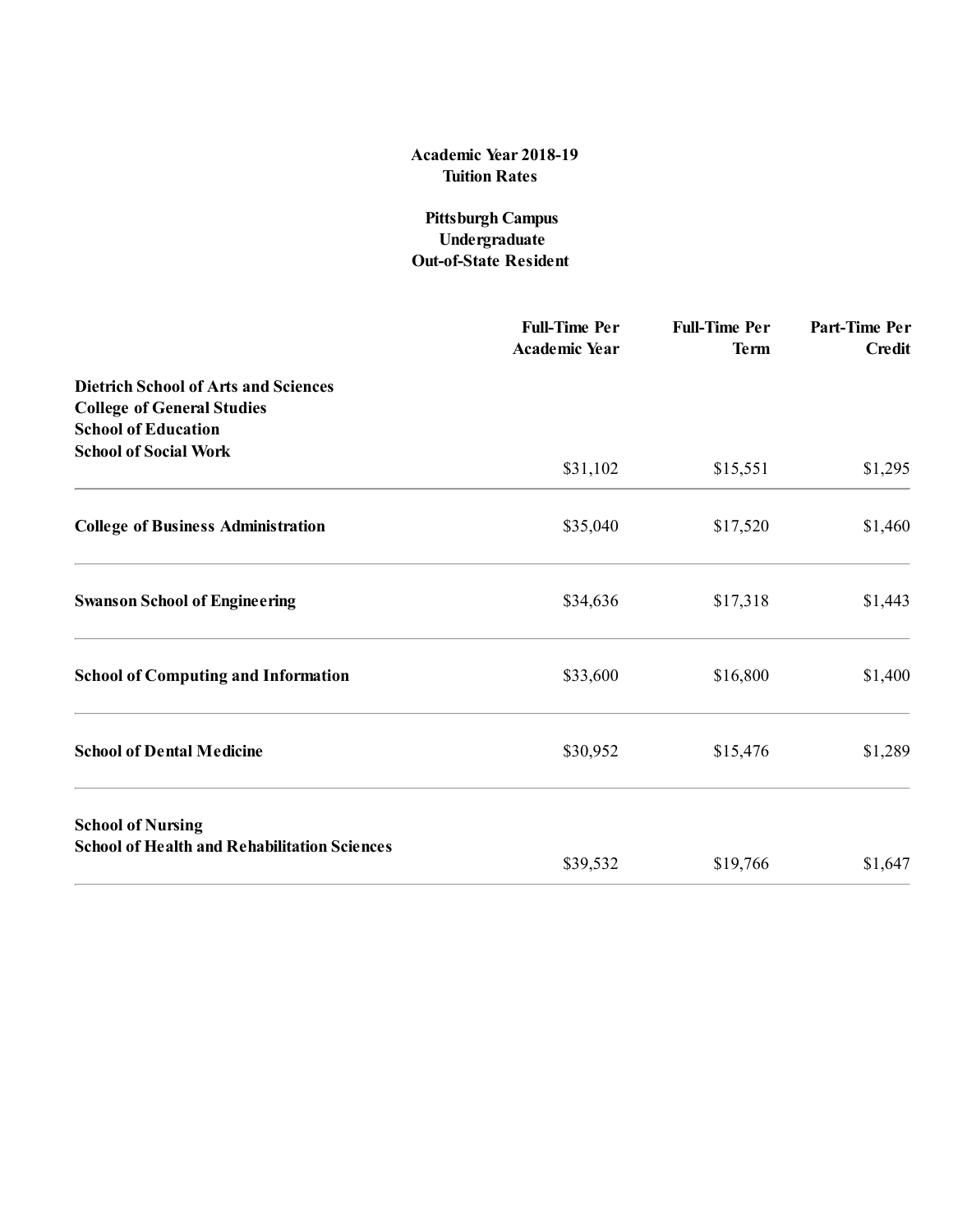**Academic Year 2018-19**
**Tuition Rates**

**Pittsburgh Campus**
**Undergraduate**
**Out-of-State Resident**

| | Full-Time Per Academic Year | Full-Time Per Term | Part-Time Per Credit |
|---|---|---|---|
| **Dietrich School of Arts and Sciences**<br>**College of General Studies**<br>**School of Education**<br>**School of Social Work** | $31,102 | $15,551 | $1,295 |
| **College of Business Administration** | $35,040 | $17,520 | $1,460 |
| **Swanson School of Engineering** | $34,636 | $17,318 | $1,443 |
| **School of Computing and Information** | $33,600 | $16,800 | $1,400 |
| **School of Dental Medicine** | $30,952 | $15,476 | $1,289 |
| **School of Nursing**<br>**School of Health and Rehabilitation Sciences** | $39,532 | $19,766 | $1,647 |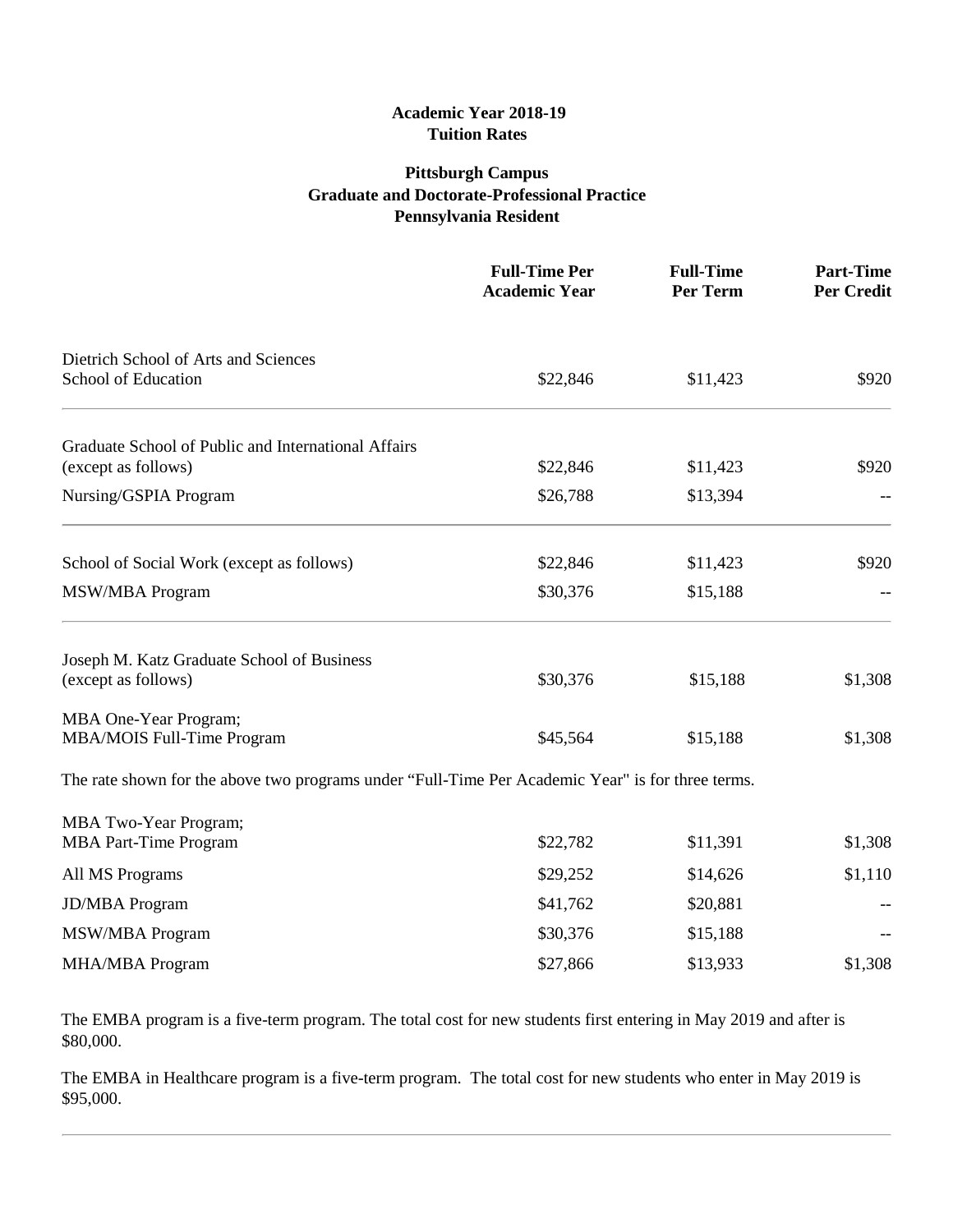**Academic Year 2018-19**
**Tuition Rates**

**Pittsburgh Campus**
**Graduate and Doctorate-Professional Practice**
**Pennsylvania Resident**

| | Full-Time Per Academic Year | Full-Time Per Term | Part-Time Per Credit |
|---|---|---|---|
| Dietrich School of Arts and Sciences<br>School of Education | $22,846 | $11,423 | $920 |
| Graduate School of Public and International Affairs (except as follows) | $22,846 | $11,423 | $920 |
| Nursing/GSPIA Program | $26,788 | $13,394 | -- |
| School of Social Work (except as follows) | $22,846 | $11,423 | $920 |
| MSW/MBA Program | $30,376 | $15,188 | -- |
| Joseph M. Katz Graduate School of Business (except as follows) | $30,376 | $15,188 | $1,308 |
| MBA One-Year Program;<br>MBA/MOIS Full-Time Program | $45,564 | $15,188 | $1,308 |

The rate shown for the above two programs under "Full-Time Per Academic Year" is for three terms.

| | Full-Time Per Academic Year | Full-Time Per Term | Part-Time Per Credit |
|---|---|---|---|
| MBA Two-Year Program;<br>MBA Part-Time Program | $22,782 | $11,391 | $1,308 |
| All MS Programs | $29,252 | $14,626 | $1,110 |
| JD/MBA Program | $41,762 | $20,881 | -- |
| MSW/MBA Program | $30,376 | $15,188 | -- |
| MHA/MBA Program | $27,866 | $13,933 | $1,308 |

The EMBA program is a five-term program. The total cost for new students first entering in May 2019 and after is $80,000.

The EMBA in Healthcare program is a five-term program. The total cost for new students who enter in May 2019 is $95,000.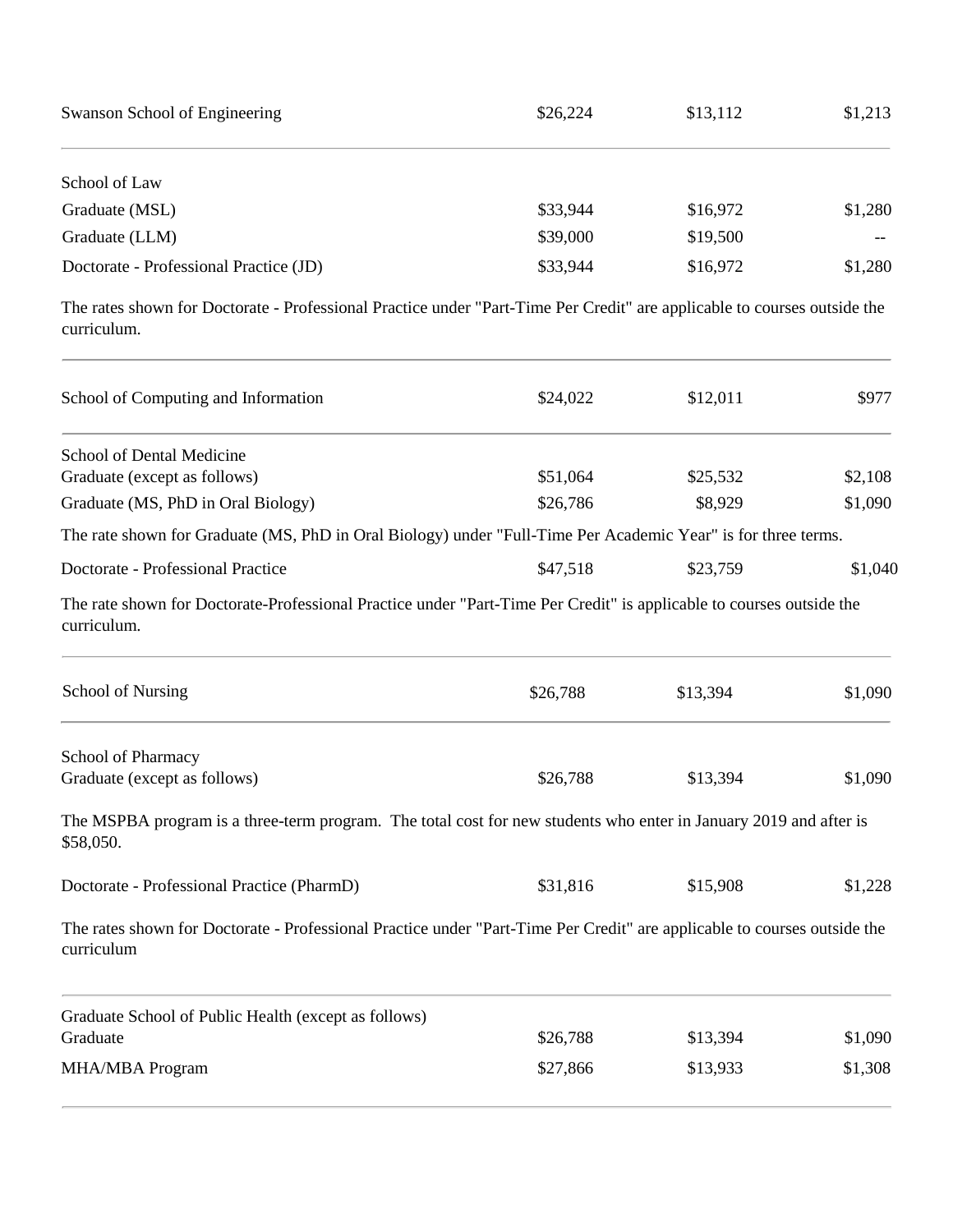| | | | |
|---|---|---|---|
| Swanson School of Engineering | \$26,224 | \$13,112 | \$1,213 |
| School of Law | | | |
| Graduate (MSL) | \$33,944 | \$16,972 | \$1,280 |
| Graduate (LLM) | \$39,000 | \$19,500 | -- |
| Doctorate - Professional Practice (JD) | \$33,944 | \$16,972 | \$1,280 |

The rates shown for Doctorate - Professional Practice under "Part-Time Per Credit" are applicable to courses outside the curriculum.

| | | | |
|---|---|---|---|
| School of Computing and Information | \$24,022 | \$12,011 | \$977 |
| School of Dental Medicine | | | |
| Graduate (except as follows) | \$51,064 | \$25,532 | \$2,108 |
| Graduate (MS, PhD in Oral Biology) | \$26,786 | \$8,929 | \$1,090 |

The rate shown for Graduate (MS, PhD in Oral Biology) under "Full-Time Per Academic Year" is for three terms.

| | | | |
|---|---|---|---|
| Doctorate - Professional Practice | \$47,518 | \$23,759 | \$1,040 |

The rate shown for Doctorate-Professional Practice under "Part-Time Per Credit" is applicable to courses outside the curriculum.

| | | | |
|---|---|---|---|
| School of Nursing | \$26,788 | \$13,394 | \$1,090 |
| School of Pharmacy | | | |
| Graduate (except as follows) | \$26,788 | \$13,394 | \$1,090 |

The MSPBA program is a three-term program. The total cost for new students who enter in January 2019 and after is \$58,050.

| | | | |
|---|---|---|---|
| Doctorate - Professional Practice (PharmD) | \$31,816 | \$15,908 | \$1,228 |

The rates shown for Doctorate - Professional Practice under "Part-Time Per Credit" are applicable to courses outside the curriculum

| | | | |
|---|---|---|---|
| Graduate School of Public Health (except as follows) | | | |
| Graduate | \$26,788 | \$13,394 | \$1,090 |
| MHA/MBA Program | \$27,866 | \$13,933 | \$1,308 |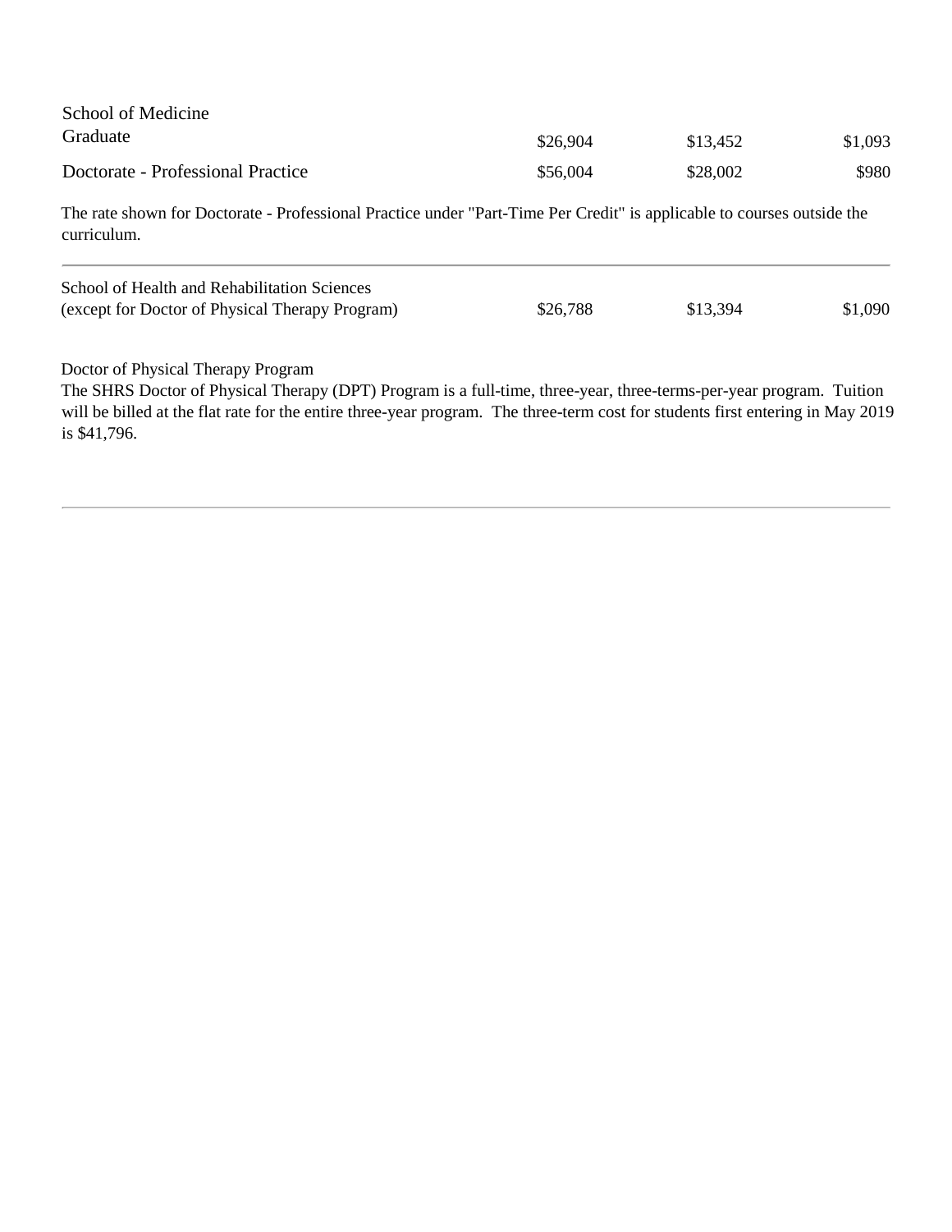| | | | |
|---|---|---|---|
| School of Medicine | | | |
| Graduate | $26,904 | $13,452 | $1,093 |
| Doctorate - Professional Practice | $56,004 | $28,002 | $980 |

The rate shown for Doctorate - Professional Practice under "Part-Time Per Credit" is applicable to courses outside the curriculum.

---

| | | | |
|---|---|---|---|
| School of Health and Rehabilitation Sciences (except for Doctor of Physical Therapy Program) | $26,788 | $13,394 | $1,090 |

Doctor of Physical Therapy Program

The SHRS Doctor of Physical Therapy (DPT) Program is a full-time, three-year, three-terms-per-year program. Tuition will be billed at the flat rate for the entire three-year program. The three-term cost for students first entering in May 2019 is $41,796.

---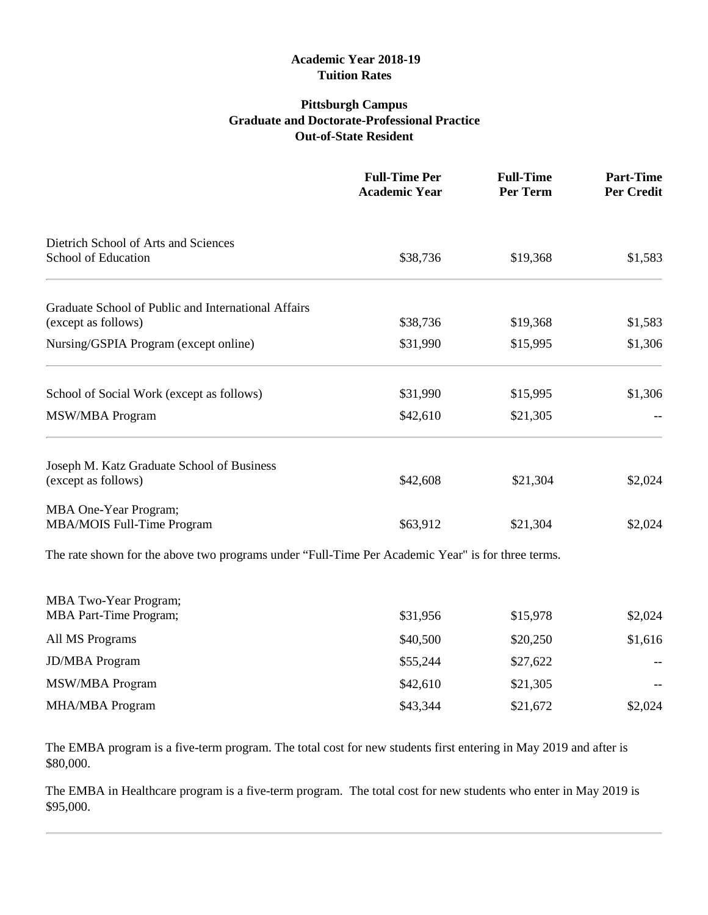**Academic Year 2018-19**
**Tuition Rates**

**Pittsburgh Campus**
**Graduate and Doctorate-Professional Practice**
**Out-of-State Resident**

| | Full-Time Per Academic Year | Full-Time Per Term | Part-Time Per Credit |
|---|---|---|---|
| Dietrich School of Arts and Sciences<br>School of Education | $38,736 | $19,368 | $1,583 |
| Graduate School of Public and International Affairs (except as follows) | $38,736 | $19,368 | $1,583 |
| Nursing/GSPIA Program (except online) | $31,990 | $15,995 | $1,306 |
| School of Social Work (except as follows) | $31,990 | $15,995 | $1,306 |
| MSW/MBA Program | $42,610 | $21,305 | -- |
| Joseph M. Katz Graduate School of Business (except as follows) | $42,608 | $21,304 | $2,024 |
| MBA One-Year Program;<br>MBA/MOIS Full-Time Program | $63,912 | $21,304 | $2,024 |

The rate shown for the above two programs under "Full-Time Per Academic Year" is for three terms.

| | Full-Time Per Academic Year | Full-Time Per Term | Part-Time Per Credit |
|---|---|---|---|
| MBA Two-Year Program;<br>MBA Part-Time Program; | $31,956 | $15,978 | $2,024 |
| All MS Programs | $40,500 | $20,250 | $1,616 |
| JD/MBA Program | $55,244 | $27,622 | -- |
| MSW/MBA Program | $42,610 | $21,305 | -- |
| MHA/MBA Program | $43,344 | $21,672 | $2,024 |

The EMBA program is a five-term program. The total cost for new students first entering in May 2019 and after is $80,000.

The EMBA in Healthcare program is a five-term program. The total cost for new students who enter in May 2019 is $95,000.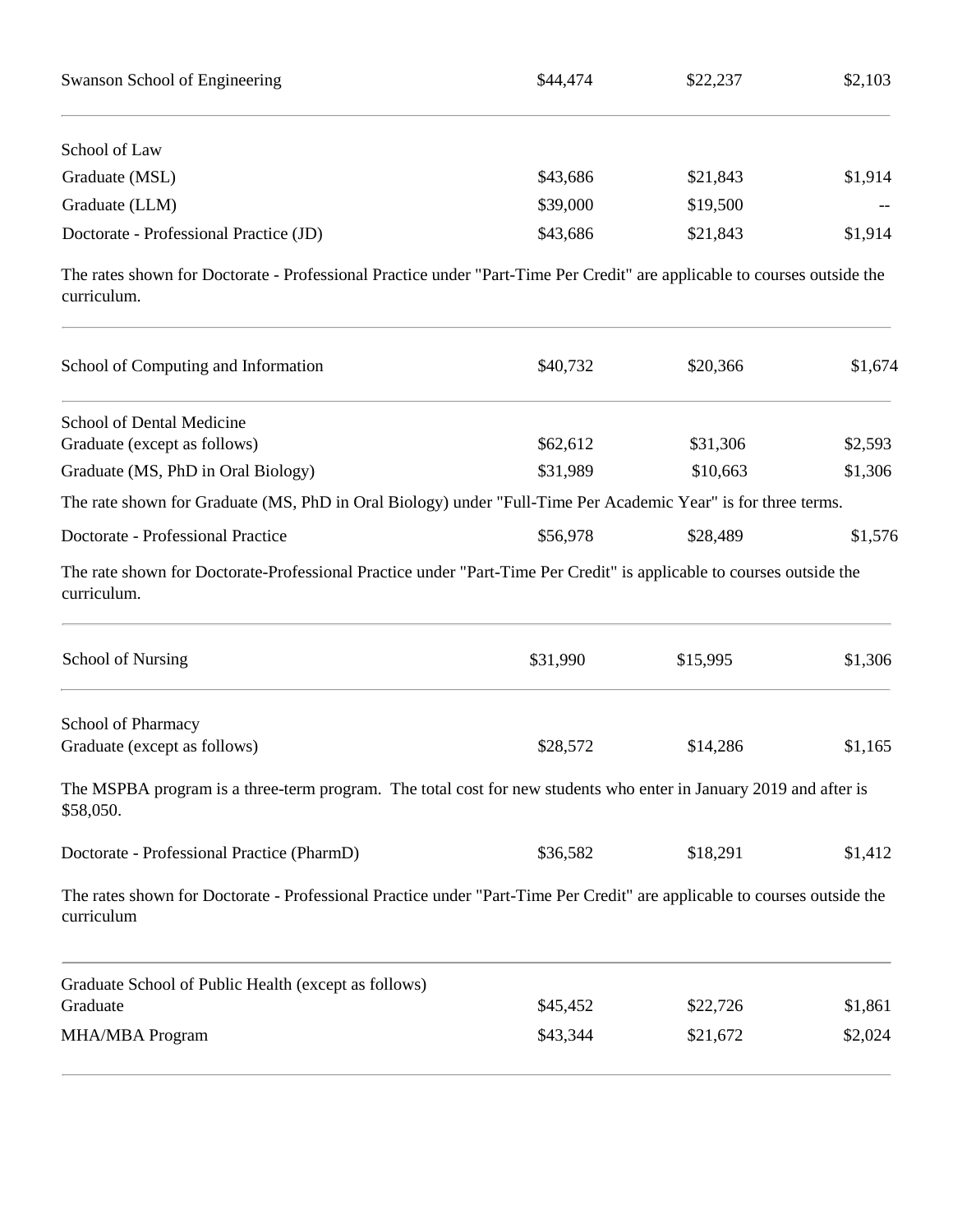| | | | |
|---|---|---|---|
| Swanson School of Engineering | $44,474 | $22,237 | $2,103 |
| School of Law | | | |
| Graduate (MSL) | $43,686 | $21,843 | $1,914 |
| Graduate (LLM) | $39,000 | $19,500 | -- |
| Doctorate - Professional Practice (JD) | $43,686 | $21,843 | $1,914 |

The rates shown for Doctorate - Professional Practice under "Part-Time Per Credit" are applicable to courses outside the curriculum.

| | | | |
|---|---|---|---|
| School of Computing and Information | $40,732 | $20,366 | $1,674 |
| School of Dental Medicine | | | |
| Graduate (except as follows) | $62,612 | $31,306 | $2,593 |
| Graduate (MS, PhD in Oral Biology) | $31,989 | $10,663 | $1,306 |

The rate shown for Graduate (MS, PhD in Oral Biology) under "Full-Time Per Academic Year" is for three terms.

| | | | |
|---|---|---|---|
| Doctorate - Professional Practice | $56,978 | $28,489 | $1,576 |

The rate shown for Doctorate-Professional Practice under "Part-Time Per Credit" is applicable to courses outside the curriculum.

| | | | |
|---|---|---|---|
| School of Nursing | $31,990 | $15,995 | $1,306 |
| School of Pharmacy | | | |
| Graduate (except as follows) | $28,572 | $14,286 | $1,165 |

The MSPBA program is a three-term program. The total cost for new students who enter in January 2019 and after is $58,050.

| | | | |
|---|---|---|---|
| Doctorate - Professional Practice (PharmD) | $36,582 | $18,291 | $1,412 |

The rates shown for Doctorate - Professional Practice under "Part-Time Per Credit" are applicable to courses outside the curriculum

| | | | |
|---|---|---|---|
| Graduate School of Public Health (except as follows) | | | |
| Graduate | $45,452 | $22,726 | $1,861 |
| MHA/MBA Program | $43,344 | $21,672 | $2,024 |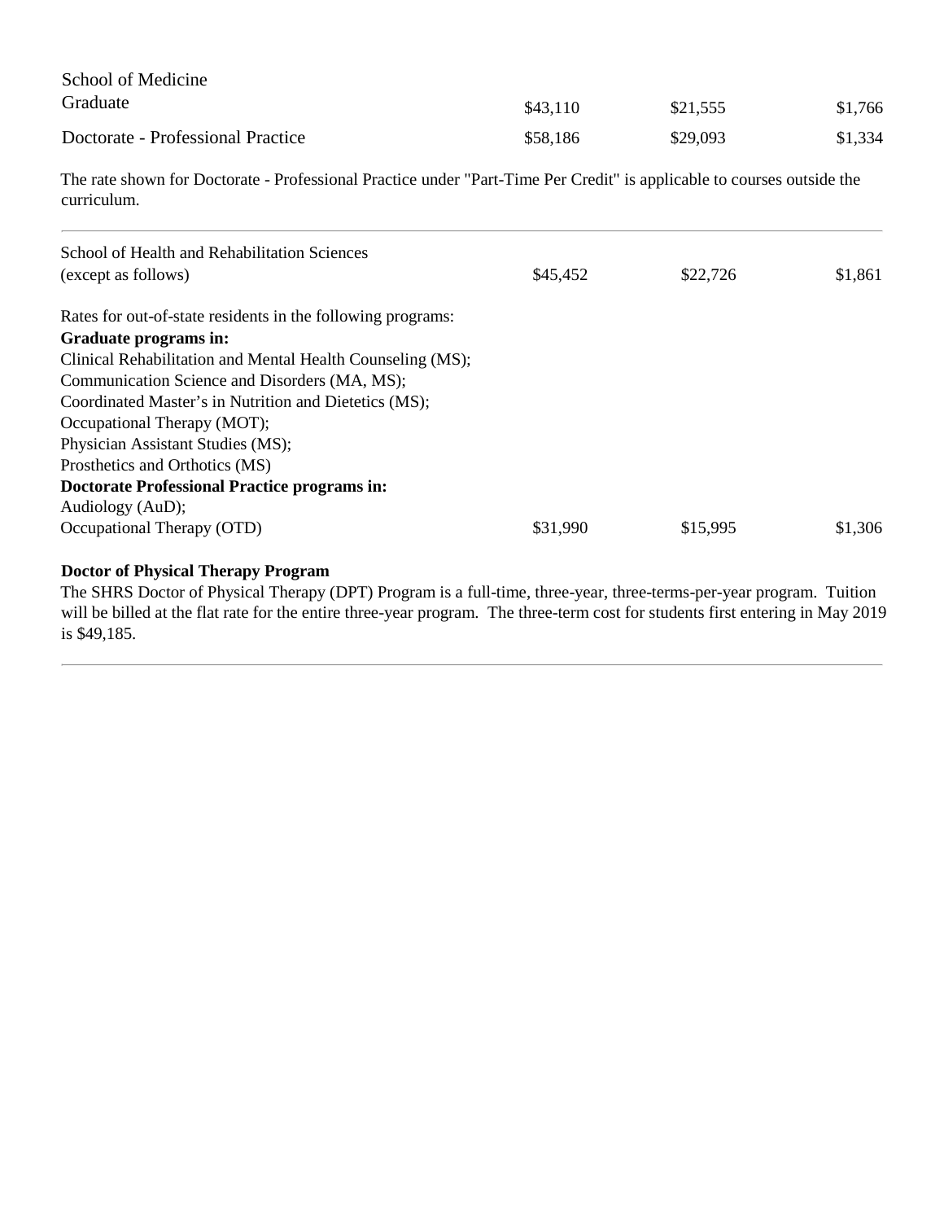| | | | |
|---|---|---|---|
| School of Medicine<br>Graduate | $43,110 | $21,555 | $1,766 |
| Doctorate - Professional Practice | $58,186 | $29,093 | $1,334 |

The rate shown for Doctorate - Professional Practice under "Part-Time Per Credit" is applicable to courses outside the curriculum.

---

| | | | |
|---|---|---|---|
| School of Health and Rehabilitation Sciences<br>(except as follows) | $45,452 | $22,726 | $1,861 |
| Rates for out-of-state residents in the following programs:<br>**Graduate programs in:**<br>Clinical Rehabilitation and Mental Health Counseling (MS);<br>Communication Science and Disorders (MA, MS);<br>Coordinated Master's in Nutrition and Dietetics (MS);<br>Occupational Therapy (MOT);<br>Physician Assistant Studies (MS);<br>Prosthetics and Orthotics (MS)<br>**Doctorate Professional Practice programs in:**<br>Audiology (AuD);<br>Occupational Therapy (OTD) | $31,990 | $15,995 | $1,306 |

**Doctor of Physical Therapy Program**

The SHRS Doctor of Physical Therapy (DPT) Program is a full-time, three-year, three-terms-per-year program. Tuition will be billed at the flat rate for the entire three-year program. The three-term cost for students first entering in May 2019 is $49,185.

---